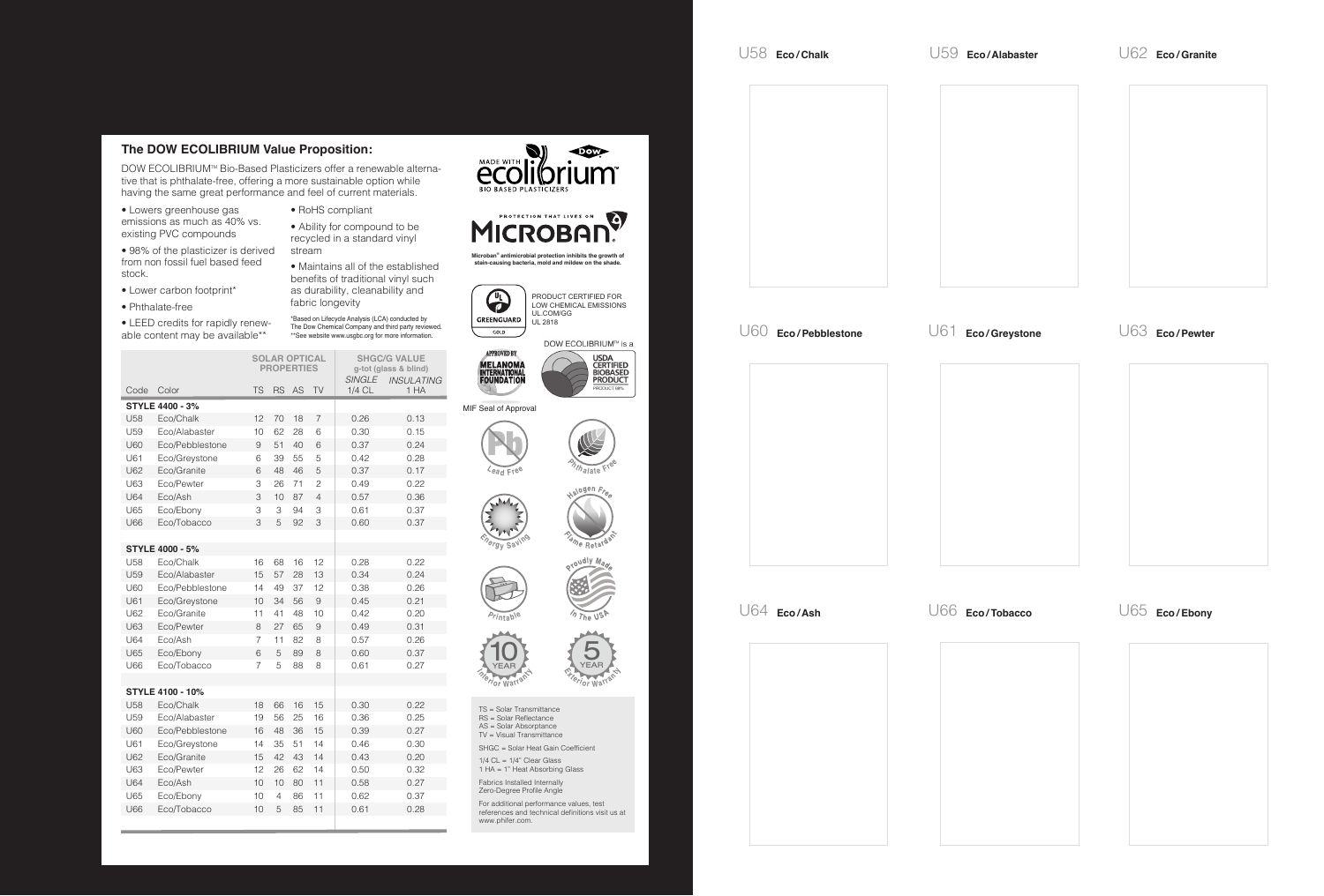## The DOW ECOLIBRIUM Value Proposition:

DOW ECOLIBRIUM™ Bio-Based Plasticizers offer a renewable alternative that is phthalate-free, offering a more sustainable option while having the same great performance and feel of current materials.

- Lowers greenhouse gas emissions as much as 40% vs. existing PVC compounds
- 98% of the plasticizer is derived from non fossil fuel based feed stock.
- Lower carbon footprint*
- Phthalate-free
- LEED credits for rapidly renewable content may be available**
- RoHS compliant
- Ability for compound to be recycled in a standard vinyl stream
- Maintains all of the established benefits of traditional vinyl such as durability, cleanability and fabric longevity

*Based on Lifecycle Analysis (LCA) conducted by The Dow Chemical Company and third party reviewed.
**See website www.usgbc.org for more information.

| Code | Color | SOLAR OPTICAL PROPERTIES | | | | SHGC/G VALUE g-tot (glass & blind) | |
|---|---|---|---|---|---|---|---|
| | | TS | RS | AS | TV | *SINGLE* 1/4 CL | *INSULATING* 1 HA |
| **STYLE 4400 - 3%** | | | | | | | |
| U58 | Eco/Chalk | 12 | 70 | 18 | 7 | 0.26 | 0.13 |
| U59 | Eco/Alabaster | 10 | 62 | 28 | 6 | 0.30 | 0.15 |
| U60 | Eco/Pebblestone | 9 | 51 | 40 | 6 | 0.37 | 0.24 |
| U61 | Eco/Greystone | 6 | 39 | 55 | 5 | 0.42 | 0.28 |
| U62 | Eco/Granite | 6 | 48 | 46 | 5 | 0.37 | 0.17 |
| U63 | Eco/Pewter | 3 | 26 | 71 | 2 | 0.49 | 0.22 |
| U64 | Eco/Ash | 3 | 10 | 87 | 4 | 0.57 | 0.36 |
| U65 | Eco/Ebony | 3 | 3 | 94 | 3 | 0.61 | 0.37 |
| U66 | Eco/Tobacco | 3 | 5 | 92 | 3 | 0.60 | 0.37 |
| **STYLE 4000 - 5%** | | | | | | | |
| U58 | Eco/Chalk | 16 | 68 | 16 | 12 | 0.28 | 0.22 |
| U59 | Eco/Alabaster | 15 | 57 | 28 | 13 | 0.34 | 0.24 |
| U60 | Eco/Pebblestone | 14 | 49 | 37 | 12 | 0.38 | 0.26 |
| U61 | Eco/Greystone | 10 | 34 | 56 | 9 | 0.45 | 0.21 |
| U62 | Eco/Granite | 11 | 41 | 48 | 10 | 0.42 | 0.20 |
| U63 | Eco/Pewter | 8 | 27 | 65 | 9 | 0.49 | 0.31 |
| U64 | Eco/Ash | 7 | 11 | 82 | 8 | 0.57 | 0.26 |
| U65 | Eco/Ebony | 6 | 5 | 89 | 8 | 0.60 | 0.37 |
| U66 | Eco/Tobacco | 7 | 5 | 88 | 8 | 0.61 | 0.27 |
| **STYLE 4100 - 10%** | | | | | | | |
| U58 | Eco/Chalk | 18 | 66 | 16 | 15 | 0.30 | 0.22 |
| U59 | Eco/Alabaster | 19 | 56 | 25 | 16 | 0.36 | 0.25 |
| U60 | Eco/Pebblestone | 16 | 48 | 36 | 15 | 0.39 | 0.27 |
| U61 | Eco/Greystone | 14 | 35 | 51 | 14 | 0.46 | 0.30 |
| U62 | Eco/Granite | 15 | 42 | 43 | 14 | 0.43 | 0.20 |
| U63 | Eco/Pewter | 12 | 26 | 62 | 14 | 0.50 | 0.32 |
| U64 | Eco/Ash | 10 | 10 | 80 | 11 | 0.58 | 0.27 |
| U65 | Eco/Ebony | 10 | 4 | 86 | 11 | 0.62 | 0.37 |
| U66 | Eco/Tobacco | 10 | 5 | 85 | 11 | 0.61 | 0.28 |

MADE WITH ecolibrium™ BIO BASED PLASTICIZERS

PROTECTION THAT LIVES ON MICROBAN®

Microban® antimicrobial protection inhibits the growth of stain-causing bacteria, mold and mildew on the shade.

GREENGUARD GOLD — PRODUCT CERTIFIED FOR LOW CHEMICAL EMISSIONS UL.COM/GG UL 2818

APPROVED BY MELANOMA INTERNATIONAL FOUNDATION — MIF Seal of Approval

DOW ECOLIBRIUM™ is a USDA CERTIFIED BIOBASED PRODUCT

Lead Free · Phthalate Free · Energy Saving · Halogen Free Flame Retardant · Printable · Proudly Made In The USA · 10 YEAR Interior Warranty · 5 YEAR Exterior Warranty

TS = Solar Transmittance
RS = Solar Reflectance
AS = Solar Absorptance
TV = Visual Transmittance

SHGC = Solar Heat Gain Coefficient

1/4 CL = 1/4" Clear Glass
1 HA = 1" Heat Absorbing Glass

Fabrics Installed Internally
Zero-Degree Profile Angle

For additional performance values, test references and technical definitions visit us at www.phifer.com.

U58 **Eco/Chalk**

U59 **Eco/Alabaster**

U62 **Eco/Granite**

U60 **Eco/Pebblestone**

U61 **Eco/Greystone**

U63 **Eco/Pewter**

U64 **Eco/Ash**

U66 **Eco/Tobacco**

U65 **Eco/Ebony**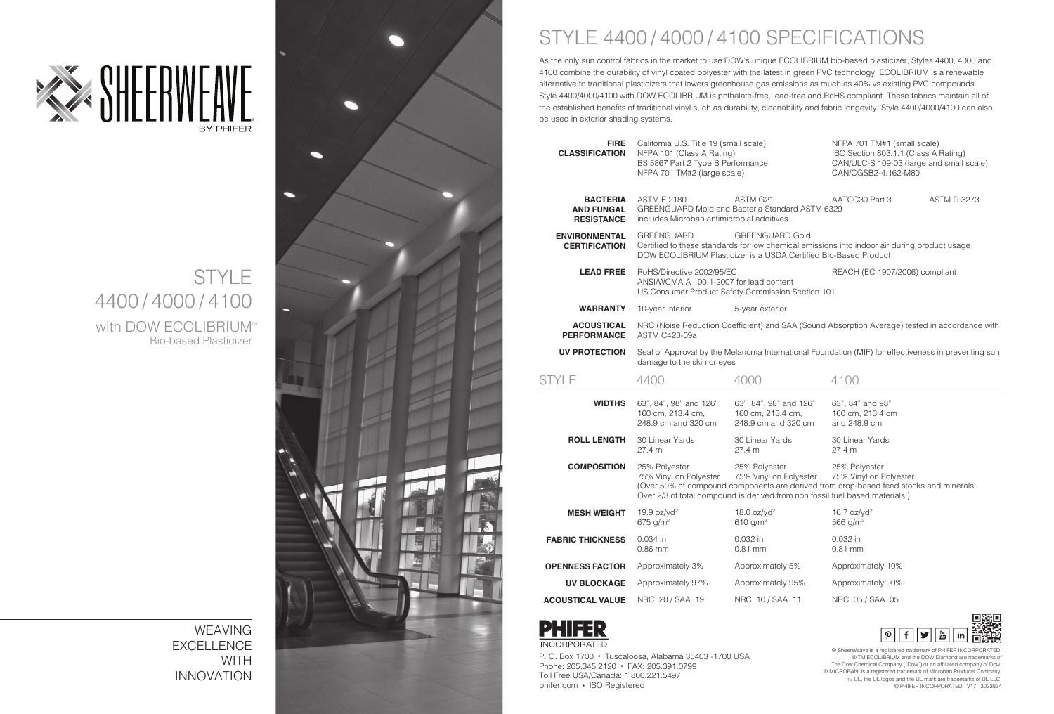SHEERWEAVE®

BY PHIFER

# STYLE 4400 / 4000 / 4100

with DOW ECOLIBRIUM™

Bio-based Plasticizer

WEAVING EXCELLENCE WITH INNOVATION

# STYLE 4400 / 4000 / 4100 SPECIFICATIONS

As the only sun control fabrics in the market to use DOW's unique ECOLIBRIUM bio-based plasticizer, Styles 4400, 4000 and 4100 combine the durability of vinyl coated polyester with the latest in green PVC technology. ECOLIBRIUM is a renewable alternative to traditional plasticizers that lowers greenhouse gas emissions as much as 40% vs existing PVC compounds. Style 4400/4000/4100 with DOW ECOLIBRIUM is phthalate-free, lead-free and RoHS compliant. These fabrics maintain all of the established benefits of traditional vinyl such as durability, cleanability and fabric longevity. Style 4400/4000/4100 can also be used in exterior shading systems.

**FIRE CLASSIFICATION**
California U.S. Title 19 (small scale)
NFPA 101 (Class A Rating)
BS 5867 Part 2 Type B Performance
NFPA 701 TM#2 (large scale)
NFPA 701 TM#1 (small scale)
IBC Section 803.1.1 (Class A Rating)
CAN/ULC-S 109-03 (large and small scale)
CAN/CGSB2-4.162-M80

**BACTERIA AND FUNGAL RESISTANCE**
ASTM E 2180 ASTM G21 AATCC30 Part 3 ASTM D 3273
GREENGUARD Mold and Bacteria Standard ASTM 6329
includes Microban antimicrobial additives

**ENVIRONMENTAL CERTIFICATION**
GREENGUARD GREENGUARD Gold
Certified to these standards for low chemical emissions into indoor air during product usage
DOW ECOLIBRIUM Plasticizer is a USDA Certified Bio-Based Product

**LEAD FREE**
RoHS/Directive 2002/95/EC
ANSI/WCMA A 100.1-2007 for lead content
US Consumer Product Safety Commission Section 101
REACH (EC 1907/2006) compliant

**WARRANTY**
10-year interior 5-year exterior

**ACOUSTICAL PERFORMANCE**
NRC (Noise Reduction Coefficient) and SAA (Sound Absorption Average) tested in accordance with ASTM C423-09a

**UV PROTECTION**
Seal of Approval by the Melanoma International Foundation (MIF) for effectiveness in preventing sun damage to the skin or eyes

| STYLE | 4400 | 4000 | 4100 |
|---|---|---|---|
| **WIDTHS** | 63", 84", 98" and 126"<br>160 cm, 213.4 cm, 248.9 cm and 320 cm | 63", 84", 98" and 126"<br>160 cm, 213.4 cm, 248.9 cm and 320 cm | 63", 84" and 98"<br>160 cm, 213.4 cm and 248.9 cm |
| **ROLL LENGTH** | 30 Linear Yards<br>27.4 m | 30 Linear Yards<br>27.4 m | 30 Linear Yards<br>27.4 m |
| **COMPOSITION** | 25% Polyester<br>75% Vinyl on Polyester | 25% Polyester<br>75% Vinyl on Polyester | 25% Polyester<br>75% Vinyl on Polyester |
| | (Over 50% of compound components are derived from crop-based feed stocks and minerals. Over 2/3 of total compound is derived from non fossil fuel based materials.) | | |
| **MESH WEIGHT** | 19.9 oz/yd²<br>675 g/m² | 18.0 oz/yd²<br>610 g/m² | 16.7 oz/yd²<br>566 g/m² |
| **FABRIC THICKNESS** | 0.034 in<br>0.86 mm | 0.032 in<br>0.81 mm | 0.032 in<br>0.81 mm |
| **OPENNESS FACTOR** | Approximately 3% | Approximately 5% | Approximately 10% |
| **UV BLOCKAGE** | Approximately 97% | Approximately 95% | Approximately 90% |
| **ACOUSTICAL VALUE** | NRC .20 / SAA .19 | NRC .10 / SAA .11 | NRC .05 / SAA .05 |

PHIFER INCORPORATED

P. O. Box 1700 • Tuscaloosa, Alabama 35403 -1700 USA
Phone: 205.345.2120 • FAX: 205.391.0799
Toll Free USA/Canada: 1.800.221.5497
phifer.com • ISO Registered

® SheerWeave is a registered trademark of PHIFER INCORPORATED.
® TM ECOLIBRIUM and the DOW Diamond are trademarks of The Dow Chemical Company ("Dow") or an affiliated company of Dow.
® MICROBAN is a registered trademark of Microban Products Company.
TM UL, the UL logos and the UL mark are trademarks of UL LLC.
© PHIFER INCORPORATED V17 3033834